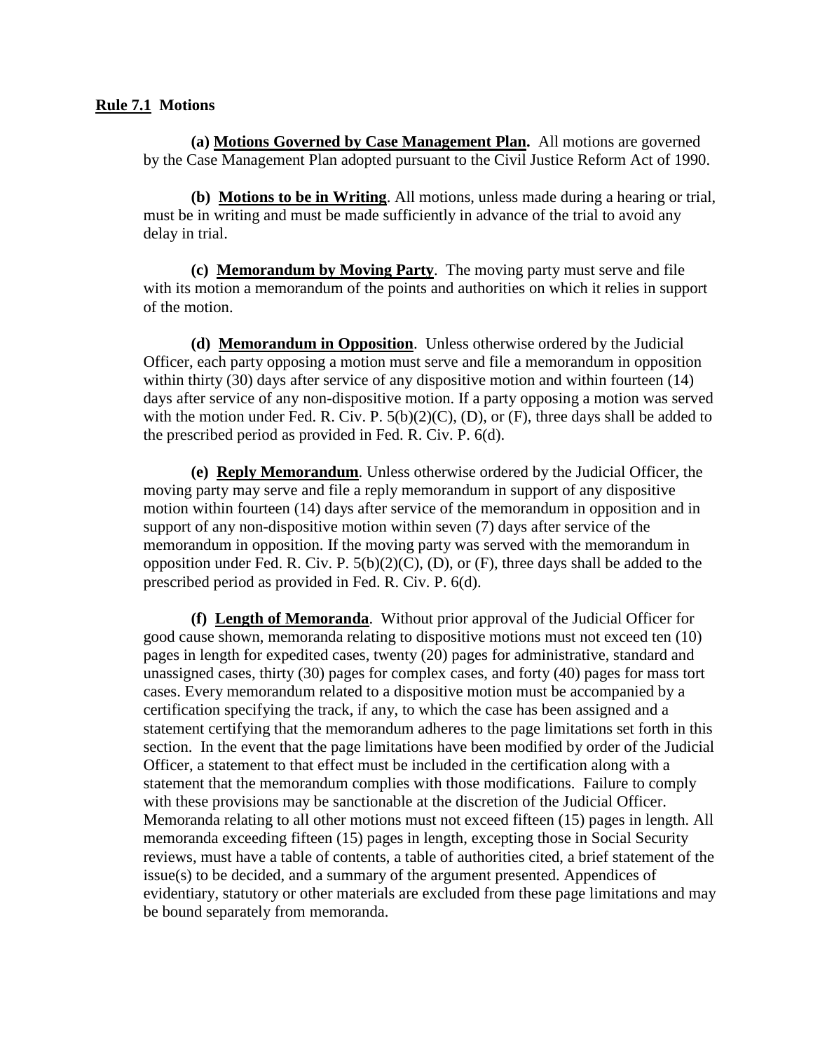## Rule 7.1 Motions

**(a) Motions Governed by Case Management Plan.** All motions are governed by the Case Management Plan adopted pursuant to the Civil Justice Reform Act of 1990.

**(b) Motions to be in Writing**. All motions, unless made during a hearing or trial, must be in writing and must be made sufficiently in advance of the trial to avoid any delay in trial.

**(c) Memorandum by Moving Party**. The moving party must serve and file with its motion a memorandum of the points and authorities on which it relies in support of the motion.

**(d) Memorandum in Opposition**. Unless otherwise ordered by the Judicial Officer, each party opposing a motion must serve and file a memorandum in opposition within thirty (30) days after service of any dispositive motion and within fourteen (14) days after service of any non-dispositive motion. If a party opposing a motion was served with the motion under Fed. R. Civ. P. 5(b)(2)(C), (D), or (F), three days shall be added to the prescribed period as provided in Fed. R. Civ. P. 6(d).

**(e) Reply Memorandum**. Unless otherwise ordered by the Judicial Officer, the moving party may serve and file a reply memorandum in support of any dispositive motion within fourteen (14) days after service of the memorandum in opposition and in support of any non-dispositive motion within seven (7) days after service of the memorandum in opposition. If the moving party was served with the memorandum in opposition under Fed. R. Civ. P. 5(b)(2)(C), (D), or (F), three days shall be added to the prescribed period as provided in Fed. R. Civ. P. 6(d).

**(f) Length of Memoranda**. Without prior approval of the Judicial Officer for good cause shown, memoranda relating to dispositive motions must not exceed ten (10) pages in length for expedited cases, twenty (20) pages for administrative, standard and unassigned cases, thirty (30) pages for complex cases, and forty (40) pages for mass tort cases. Every memorandum related to a dispositive motion must be accompanied by a certification specifying the track, if any, to which the case has been assigned and a statement certifying that the memorandum adheres to the page limitations set forth in this section. In the event that the page limitations have been modified by order of the Judicial Officer, a statement to that effect must be included in the certification along with a statement that the memorandum complies with those modifications. Failure to comply with these provisions may be sanctionable at the discretion of the Judicial Officer. Memoranda relating to all other motions must not exceed fifteen (15) pages in length. All memoranda exceeding fifteen (15) pages in length, excepting those in Social Security reviews, must have a table of contents, a table of authorities cited, a brief statement of the issue(s) to be decided, and a summary of the argument presented. Appendices of evidentiary, statutory or other materials are excluded from these page limitations and may be bound separately from memoranda.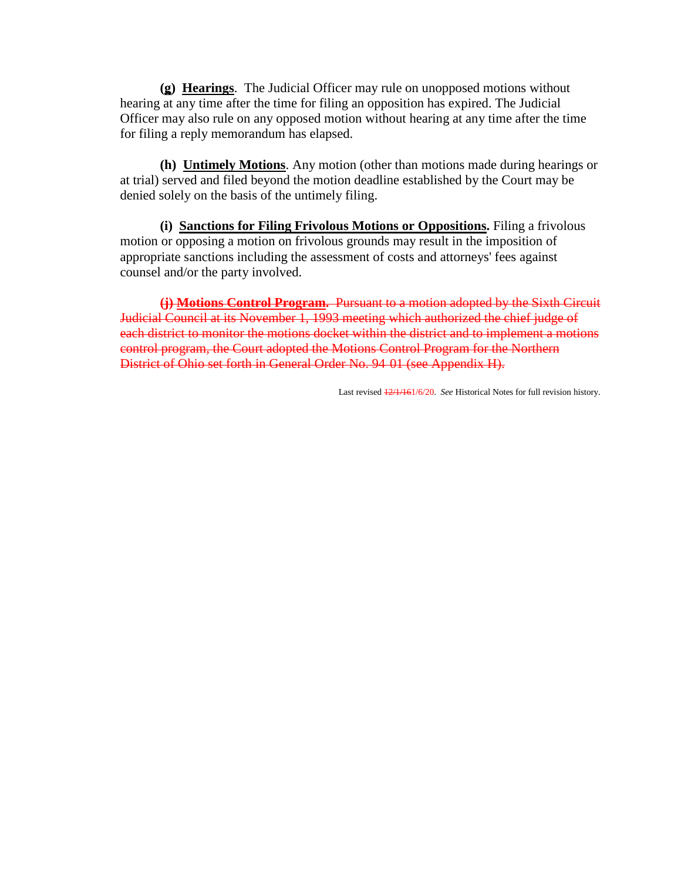**(g) Hearings**. The Judicial Officer may rule on unopposed motions without hearing at any time after the time for filing an opposition has expired. The Judicial Officer may also rule on any opposed motion without hearing at any time after the time for filing a reply memorandum has elapsed.

**(h) Untimely Motions**. Any motion (other than motions made during hearings or at trial) served and filed beyond the motion deadline established by the Court may be denied solely on the basis of the untimely filing.

**(i) Sanctions for Filing Frivolous Motions or Oppositions.** Filing a frivolous motion or opposing a motion on frivolous grounds may result in the imposition of appropriate sanctions including the assessment of costs and attorneys' fees against counsel and/or the party involved.

~~**(j) Motions Control Program.** Pursuant to a motion adopted by the Sixth Circuit Judicial Council at its November 1, 1993 meeting which authorized the chief judge of each district to monitor the motions docket within the district and to implement a motions control program, the Court adopted the Motions Control Program for the Northern District of Ohio set forth in General Order No. 94-01 (see Appendix H).~~

Last revised ~~12/1/16~~1/6/20. *See* Historical Notes for full revision history.